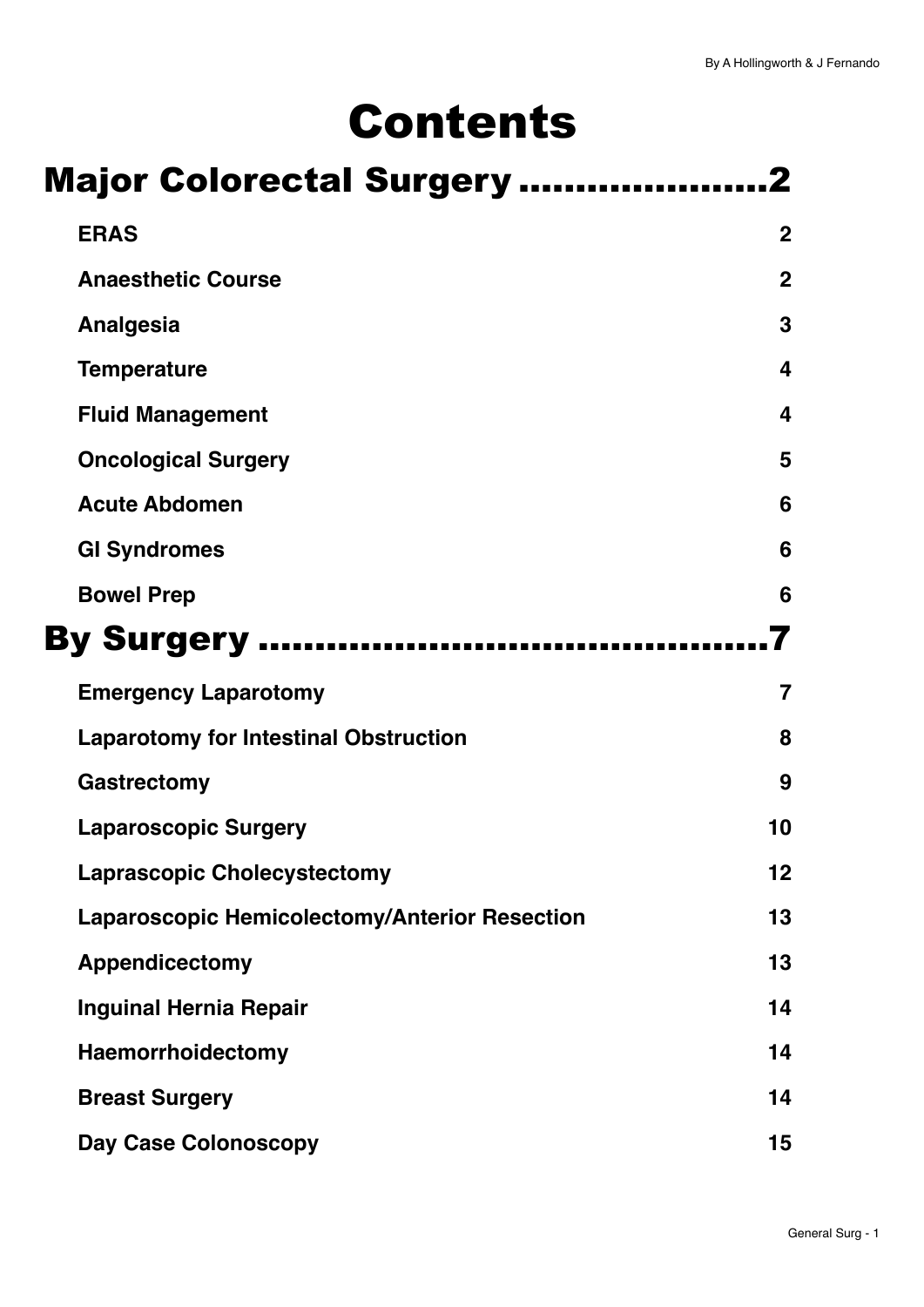# Contents

## Major Colorectal Surgery ......................2

| | |
|---|---|
| **ERAS** | **2** |
| **Anaesthetic Course** | **2** |
| **Analgesia** | **3** |
| **Temperature** | **4** |
| **Fluid Management** | **4** |
| **Oncological Surgery** | **5** |
| **Acute Abdomen** | **6** |
| **GI Syndromes** | **6** |
| **Bowel Prep** | **6** |

## By Surgery .............................................7

| | |
|---|---|
| **Emergency Laparotomy** | **7** |
| **Laparotomy for Intestinal Obstruction** | **8** |
| **Gastrectomy** | **9** |
| **Laparoscopic Surgery** | **10** |
| **Laprascopic Cholecystectomy** | **12** |
| **Laparoscopic Hemicolectomy/Anterior Resection** | **13** |
| **Appendicectomy** | **13** |
| **Inguinal Hernia Repair** | **14** |
| **Haemorrhoidectomy** | **14** |
| **Breast Surgery** | **14** |
| **Day Case Colonoscopy** | **15** |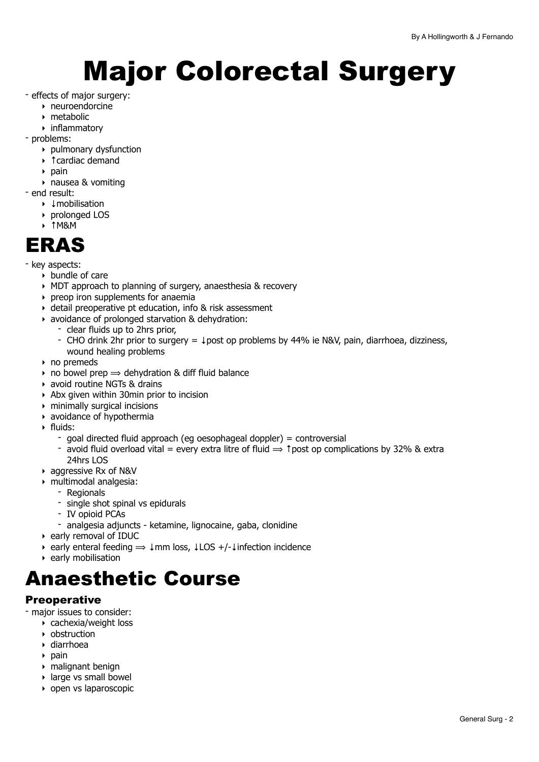# Major Colorectal Surgery

- effects of major surgery:
    - neuroendorcine
    - metabolic
    - inflammatory
- problems:
    - pulmonary dysfunction
    - ↑cardiac demand
    - pain
    - nausea & vomiting
- end result:
    - ↓mobilisation
    - prolonged LOS
    - ↑M&M

# ERAS

- key aspects:
    - bundle of care
    - MDT approach to planning of surgery, anaesthesia & recovery
    - preop iron supplements for anaemia
    - detail preoperative pt education, info & risk assessment
    - avoidance of prolonged starvation & dehydration:
        - clear fluids up to 2hrs prior,
        - CHO drink 2hr prior to surgery = ↓post op problems by 44% ie N&V, pain, diarrhoea, dizziness, wound healing problems
    - no premeds
    - no bowel prep ⟹ dehydration & diff fluid balance
    - avoid routine NGTs & drains
    - Abx given within 30min prior to incision
    - minimally surgical incisions
    - avoidance of hypothermia
    - fluids:
        - goal directed fluid approach (eg oesophageal doppler) = controversial
        - avoid fluid overload vital = every extra litre of fluid ⟹ ↑post op complications by 32% & extra 24hrs LOS
    - aggressive Rx of N&V
    - multimodal analgesia:
        - Regionals
        - single shot spinal vs epidurals
        - IV opioid PCAs
        - analgesia adjuncts - ketamine, lignocaine, gaba, clonidine
    - early removal of IDUC
    - early enteral feeding ⟹ ↓mm loss, ↓LOS +/-↓infection incidence
    - early mobilisation

# Anaesthetic Course

### Preoperative

- major issues to consider:
    - cachexia/weight loss
    - obstruction
    - diarrhoea
    - pain
    - malignant benign
    - large vs small bowel
    - open vs laparoscopic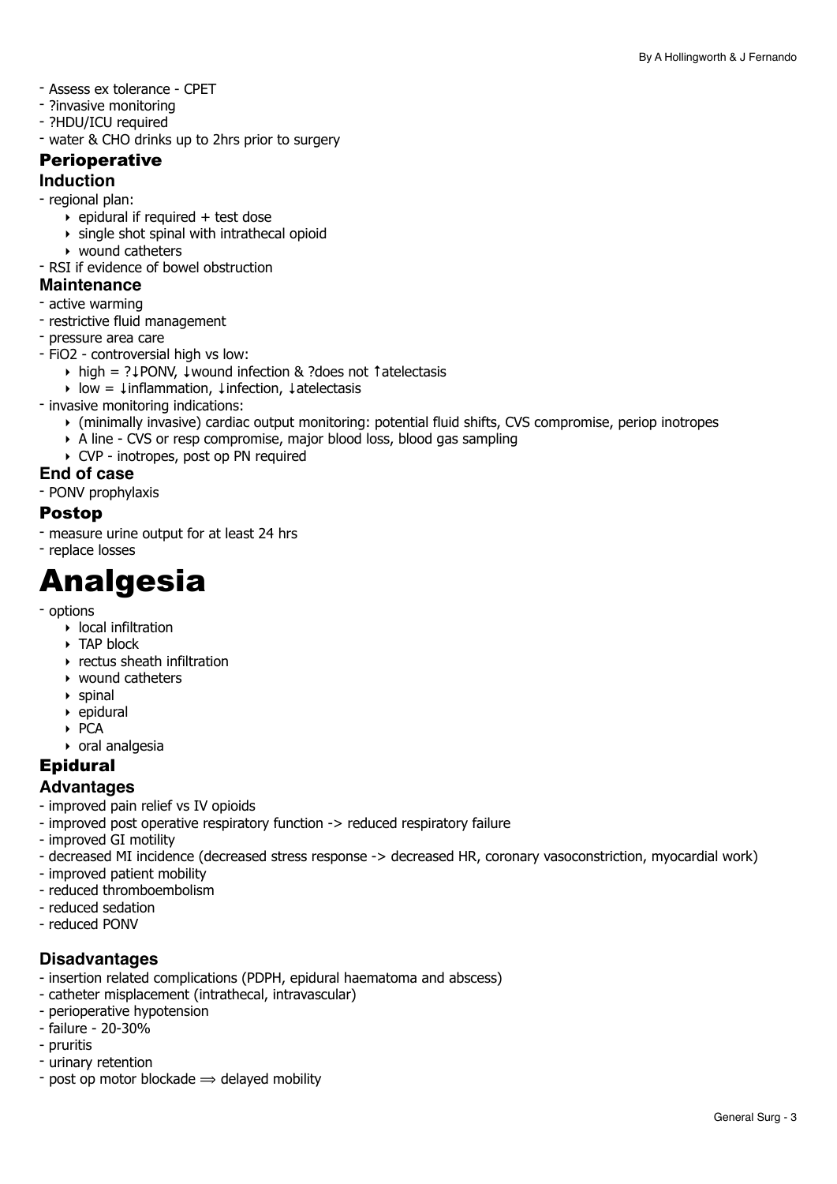- Assess ex tolerance - CPET
- ?invasive monitoring
- ?HDU/ICU required
- water & CHO drinks up to 2hrs prior to surgery

### Perioperative

#### Induction

- regional plan:
    - epidural if required + test dose
    - single shot spinal with intrathecal opioid
    - wound catheters
- RSI if evidence of bowel obstruction

#### Maintenance

- active warming
- restrictive fluid management
- pressure area care
- FiO2 - controversial high vs low:
    - high = ?↓PONV, ↓wound infection & ?does not ↑atelectasis
    - low = ↓inflammation, ↓infection, ↓atelectasis
- invasive monitoring indications:
    - (minimally invasive) cardiac output monitoring: potential fluid shifts, CVS compromise, periop inotropes
    - A line - CVS or resp compromise, major blood loss, blood gas sampling
    - CVP - inotropes, post op PN required

#### End of case

- PONV prophylaxis

### Postop

- measure urine output for at least 24 hrs
- replace losses

# Analgesia

- options
    - local infiltration
    - TAP block
    - rectus sheath infiltration
    - wound catheters
    - spinal
    - epidural
    - PCA
    - oral analgesia

### Epidural

#### Advantages

- improved pain relief vs IV opioids
- improved post operative respiratory function -> reduced respiratory failure
- improved GI motility
- decreased MI incidence (decreased stress response -> decreased HR, coronary vasoconstriction, myocardial work)
- improved patient mobility
- reduced thromboembolism
- reduced sedation
- reduced PONV

#### Disadvantages

- insertion related complications (PDPH, epidural haematoma and abscess)
- catheter misplacement (intrathecal, intravascular)
- perioperative hypotension
- failure - 20-30%
- pruritis
- urinary retention
- post op motor blockade ⟹ delayed mobility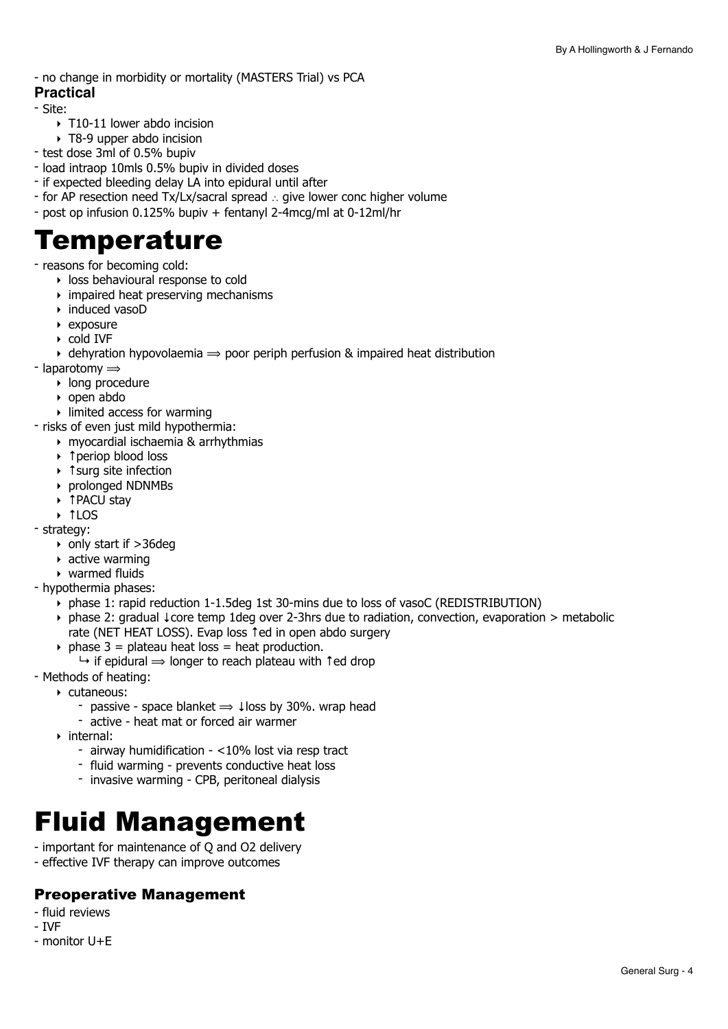- no change in morbidity or mortality (MASTERS Trial) vs PCA

**Practical**

- Site:
    - T10-11 lower abdo incision
    - T8-9 upper abdo incision
- test dose 3ml of 0.5% bupiv
- load intraop 10mls 0.5% bupiv in divided doses
- if expected bleeding delay LA into epidural until after
- for AP resection need Tx/Lx/sacral spread ∴ give lower conc higher volume
- post op infusion 0.125% bupiv + fentanyl 2-4mcg/ml at 0-12ml/hr

# Temperature

- reasons for becoming cold:
    - loss behavioural response to cold
    - impaired heat preserving mechanisms
    - induced vasoD
    - exposure
    - cold IVF
    - dehyration hypovolaemia ⟹ poor periph perfusion & impaired heat distribution
- laparotomy ⟹
    - long procedure
    - open abdo
    - limited access for warming
- risks of even just mild hypothermia:
    - myocardial ischaemia & arrhythmias
    - ↑periop blood loss
    - ↑surg site infection
    - prolonged NDNMBs
    - ↑PACU stay
    - ↑LOS
- strategy:
    - only start if >36deg
    - active warming
    - warmed fluids
- hypothermia phases:
    - phase 1: rapid reduction 1-1.5deg 1st 30-mins due to loss of vasoC (REDISTRIBUTION)
    - phase 2: gradual ↓core temp 1deg over 2-3hrs due to radiation, convection, evaporation > metabolic rate (NET HEAT LOSS). Evap loss ↑ed in open abdo surgery
    - phase 3 = plateau heat loss = heat production.
        - ↳ if epidural ⟹ longer to reach plateau with ↑ed drop
- Methods of heating:
    - cutaneous:
        - passive - space blanket ⟹ ↓loss by 30%. wrap head
        - active - heat mat or forced air warmer
    - internal:
        - airway humidification - <10% lost via resp tract
        - fluid warming - prevents conductive heat loss
        - invasive warming - CPB, peritoneal dialysis

# Fluid Management

- important for maintenance of Q and O2 delivery
- effective IVF therapy can improve outcomes

### Preoperative Management

- fluid reviews
- IVF
- monitor U+E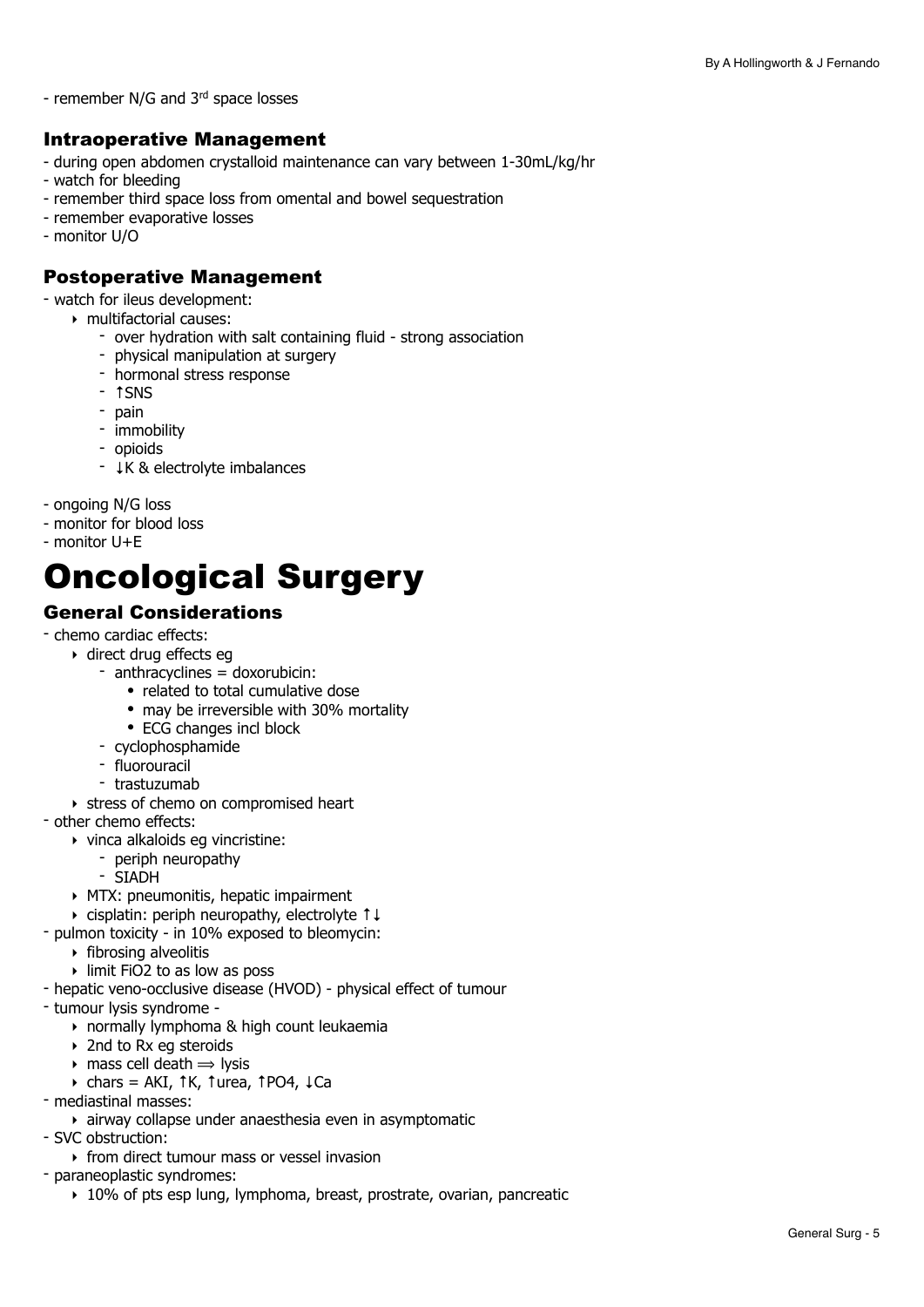- remember N/G and 3rd space losses

### Intraoperative Management

- during open abdomen crystalloid maintenance can vary between 1-30mL/kg/hr
- watch for bleeding
- remember third space loss from omental and bowel sequestration
- remember evaporative losses
- monitor U/O

### Postoperative Management

- watch for ileus development:
  - multifactorial causes:
    - over hydration with salt containing fluid - strong association
    - physical manipulation at surgery
    - hormonal stress response
    - ↑SNS
    - pain
    - immobility
    - opioids
    - ↓K & electrolyte imbalances

- ongoing N/G loss
- monitor for blood loss
- monitor U+E

# Oncological Surgery

### General Considerations

- chemo cardiac effects:
  - direct drug effects eg
    - anthracyclines = doxorubicin:
      - related to total cumulative dose
      - may be irreversible with 30% mortality
      - ECG changes incl block
    - cyclophosphamide
    - fluorouracil
    - trastuzumab
  - stress of chemo on compromised heart
- other chemo effects:
  - vinca alkaloids eg vincristine:
    - periph neuropathy
    - SIADH
  - MTX: pneumonitis, hepatic impairment
  - cisplatin: periph neuropathy, electrolyte ↑↓
- pulmon toxicity - in 10% exposed to bleomycin:
  - fibrosing alveolitis
  - limit FiO2 to as low as poss
- hepatic veno-occlusive disease (HVOD) - physical effect of tumour
- tumour lysis syndrome -
  - normally lymphoma & high count leukaemia
  - 2nd to Rx eg steroids
  - mass cell death ⟹ lysis
  - chars = AKI, ↑K, ↑urea, ↑PO4, ↓Ca
- mediastinal masses:
  - airway collapse under anaesthesia even in asymptomatic
- SVC obstruction:
  - from direct tumour mass or vessel invasion
- paraneoplastic syndromes:
  - 10% of pts esp lung, lymphoma, breast, prostrate, ovarian, pancreatic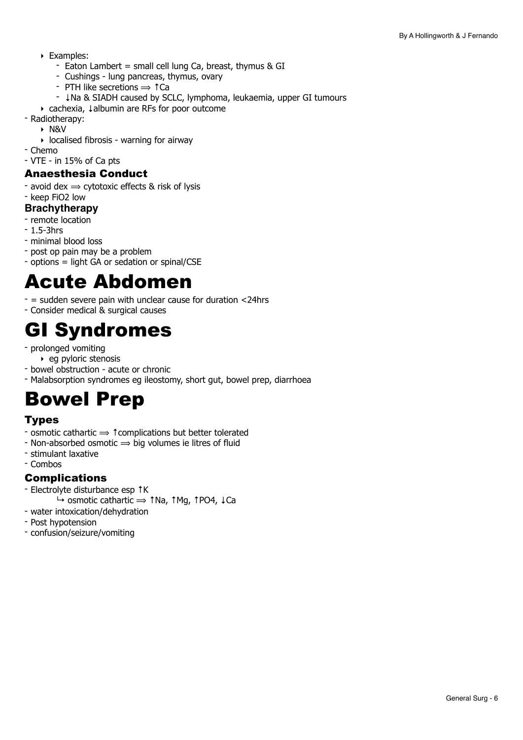- Examples:
    - Eaton Lambert = small cell lung Ca, breast, thymus & GI
    - Cushings - lung pancreas, thymus, ovary
    - PTH like secretions ⟹ ↑Ca
    - ↓Na & SIADH caused by SCLC, lymphoma, leukaemia, upper GI tumours
- cachexia, ↓albumin are RFs for poor outcome

- Radiotherapy:
    - N&V
    - localised fibrosis - warning for airway
- Chemo
- VTE - in 15% of Ca pts

### Anaesthesia Conduct

- avoid dex ⟹ cytotoxic effects & risk of lysis
- keep FiO2 low

### Brachytherapy

- remote location
- 1.5-3hrs
- minimal blood loss
- post op pain may be a problem
- options = light GA or sedation or spinal/CSE

# Acute Abdomen

- = sudden severe pain with unclear cause for duration <24hrs
- Consider medical & surgical causes

# GI Syndromes

- prolonged vomiting
    - eg pyloric stenosis
- bowel obstruction - acute or chronic
- Malabsorption syndromes eg ileostomy, short gut, bowel prep, diarrhoea

# Bowel Prep

### Types

- osmotic cathartic ⟹ ↑complications but better tolerated
- Non-absorbed osmotic ⟹ big volumes ie litres of fluid
- stimulant laxative
- Combos

### Complications

- Electrolyte disturbance esp ↑K
    ↳ osmotic cathartic ⟹ ↑Na, ↑Mg, ↑PO4, ↓Ca
- water intoxication/dehydration
- Post hypotension
- confusion/seizure/vomiting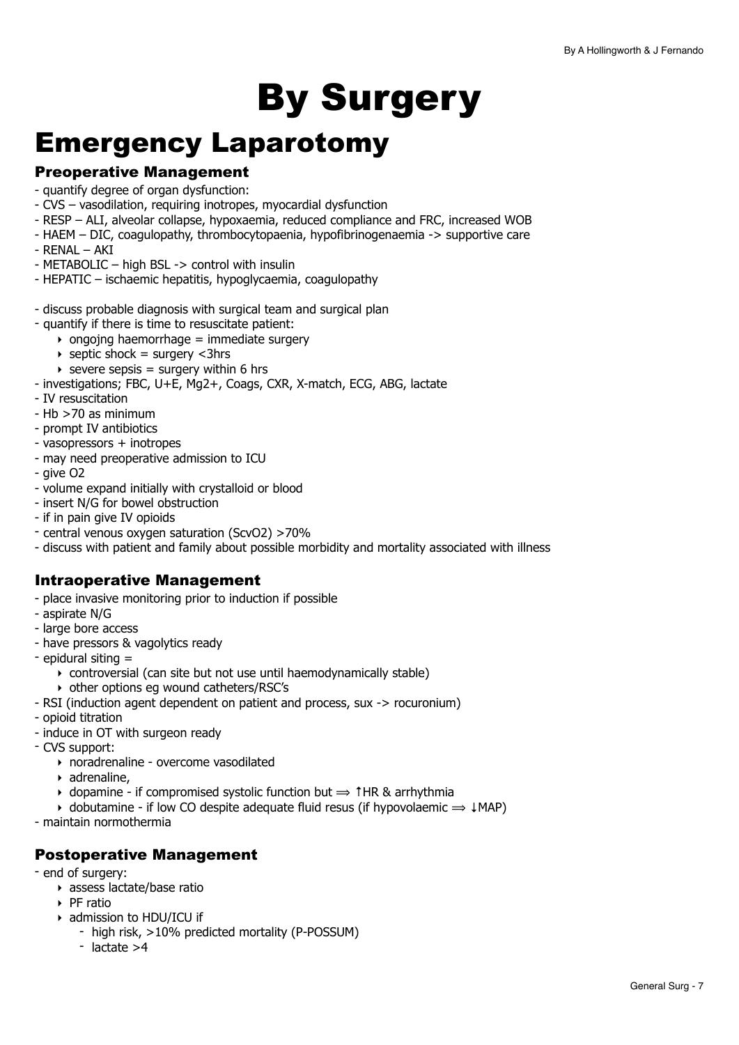# By Surgery

## Emergency Laparotomy

### Preoperative Management

- quantify degree of organ dysfunction:
- CVS – vasodilation, requiring inotropes, myocardial dysfunction
- RESP – ALI, alveolar collapse, hypoxaemia, reduced compliance and FRC, increased WOB
- HAEM – DIC, coagulopathy, thrombocytopaenia, hypofibrinogenaemia -> supportive care
- RENAL – AKI
- METABOLIC – high BSL -> control with insulin
- HEPATIC – ischaemic hepatitis, hypoglycaemia, coagulopathy

- discuss probable diagnosis with surgical team and surgical plan
- quantify if there is time to resuscitate patient:
    - ongojng haemorrhage = immediate surgery
    - septic shock = surgery <3hrs
    - severe sepsis = surgery within 6 hrs
- investigations; FBC, U+E, Mg2+, Coags, CXR, X-match, ECG, ABG, lactate
- IV resuscitation
- Hb >70 as minimum
- prompt IV antibiotics
- vasopressors + inotropes
- may need preoperative admission to ICU
- give O2
- volume expand initially with crystalloid or blood
- insert N/G for bowel obstruction
- if in pain give IV opioids
- central venous oxygen saturation (ScvO2) >70%
- discuss with patient and family about possible morbidity and mortality associated with illness

### Intraoperative Management

- place invasive monitoring prior to induction if possible
- aspirate N/G
- large bore access
- have pressors & vagolytics ready
- epidural siting =
    - controversial (can site but not use until haemodynamically stable)
    - other options eg wound catheters/RSC's
- RSI (induction agent dependent on patient and process, sux -> rocuronium)
- opioid titration
- induce in OT with surgeon ready
- CVS support:
    - noradrenaline - overcome vasodilated
    - adrenaline,
    - dopamine - if compromised systolic function but ⟹ ↑HR & arrhythmia
    - dobutamine - if low CO despite adequate fluid resus (if hypovolaemic ⟹ ↓MAP)
- maintain normothermia

### Postoperative Management

- end of surgery:
    - assess lactate/base ratio
    - PF ratio
    - admission to HDU/ICU if
        - high risk, >10% predicted mortality (P-POSSUM)
        - lactate >4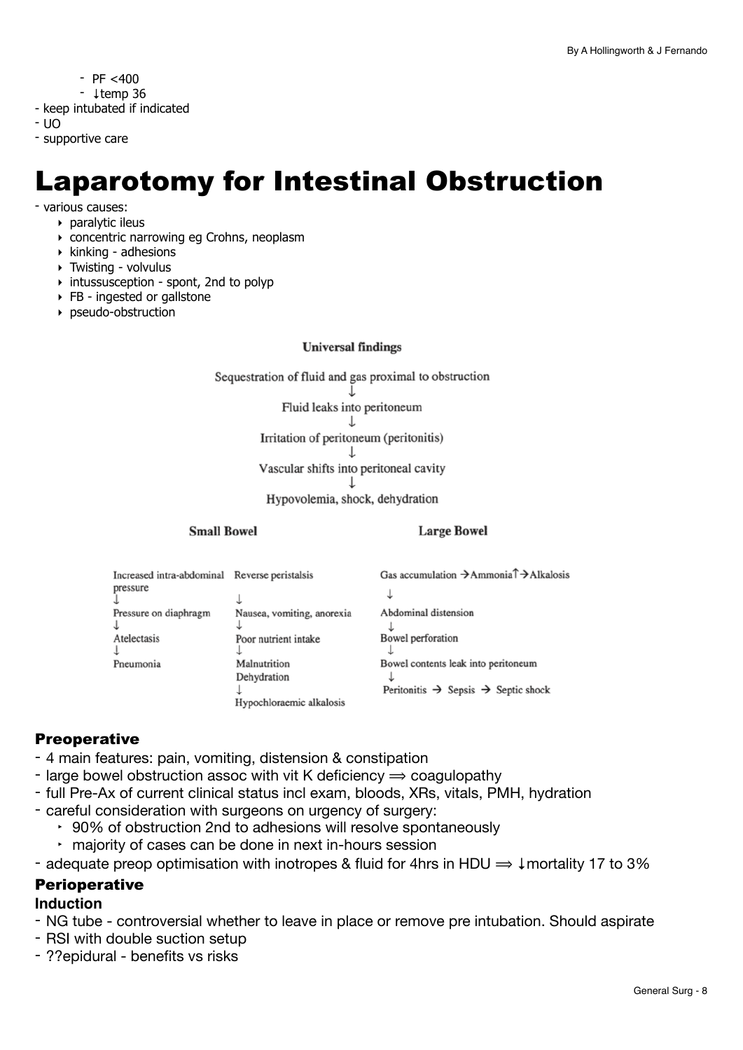- PF <400
- ↓temp 36
- keep intubated if indicated
- UO
- supportive care

# Laparotomy for Intestinal Obstruction

- various causes:
  - paralytic ileus
  - concentric narrowing eg Crohns, neoplasm
  - kinking - adhesions
  - Twisting - volvulus
  - intussusception - spont, 2nd to polyp
  - FB - ingested or gallstone
  - pseudo-obstruction

**Universal findings**

Sequestration of fluid and gas proximal to obstruction
↓
Fluid leaks into peritoneum
↓
Irritation of peritoneum (peritonitis)
↓
Vascular shifts into peritoneal cavity
↓
Hypovolemia, shock, dehydration

**Small Bowel**

Increased intra-abdominal pressure → Pressure on diaphragm → Atelectasis → Pneumonia

Reverse peristalsis → Nausea, vomiting, anorexia → Poor nutrient intake → Malnutrition, Dehydration → Hypochloraemic alkalosis

**Large Bowel**

Gas accumulation → Ammonia↑ → Alkalosis
↓
Abdominal distension
↓
Bowel perforation
↓
Bowel contents leak into peritoneum
↓
Peritonitis → Sepsis → Septic shock

### Preoperative

- 4 main features: pain, vomiting, distension & constipation
- large bowel obstruction assoc with vit K deficiency ⟹ coagulopathy
- full Pre-Ax of current clinical status incl exam, bloods, XRs, vitals, PMH, hydration
- careful consideration with surgeons on urgency of surgery:
  - 90% of obstruction 2nd to adhesions will resolve spontaneously
  - majority of cases can be done in next in-hours session
- adequate preop optimisation with inotropes & fluid for 4hrs in HDU ⟹ ↓mortality 17 to 3%

### Perioperative

#### Induction

- NG tube - controversial whether to leave in place or remove pre intubation. Should aspirate
- RSI with double suction setup
- ??epidural - benefits vs risks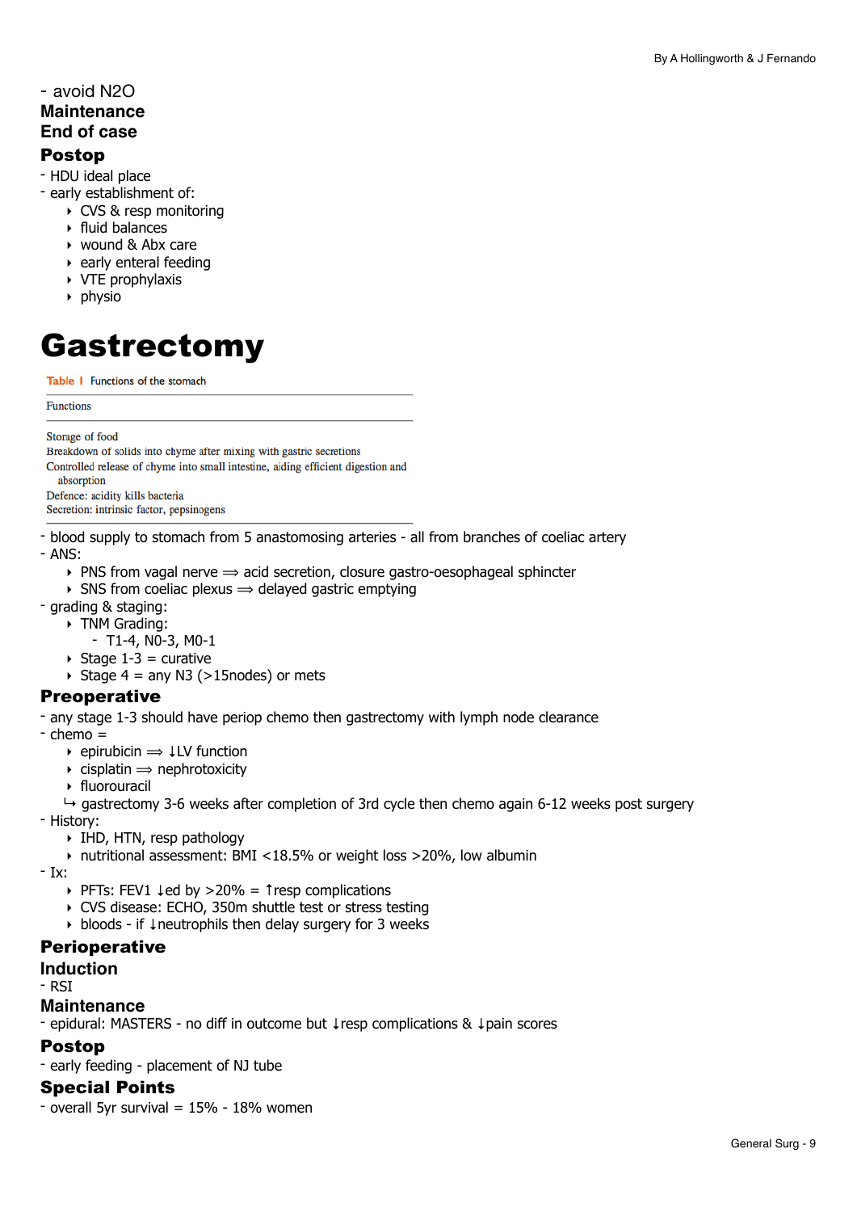- avoid $N_2O$

### Maintenance

### End of case

## Postop

- HDU ideal place
- early establishment of:
    - CVS & resp monitoring
    - fluid balances
    - wound & Abx care
    - early enteral feeding
    - VTE prophylaxis
    - physio

# Gastrectomy

**Table 1** Functions of the stomach

| Functions |
|---|
| Storage of food |
| Breakdown of solids into chyme after mixing with gastric secretions |
| Controlled release of chyme into small intestine, aiding efficient digestion and absorption |
| Defence: acidity kills bacteria |
| Secretion: intrinsic factor, pepsinogens |

- blood supply to stomach from 5 anastomosing arteries - all from branches of coeliac artery
- ANS:
    - PNS from vagal nerve ⟹ acid secretion, closure gastro-oesophageal sphincter
    - SNS from coeliac plexus ⟹ delayed gastric emptying
- grading & staging:
    - TNM Grading:
        - T1-4, N0-3, M0-1
    - Stage 1-3 = curative
    - Stage 4 = any N3 (>15nodes) or mets

## Preoperative

- any stage 1-3 should have periop chemo then gastrectomy with lymph node clearance
- chemo =
    - epirubicin ⟹ ↓LV function
    - cisplatin ⟹ nephrotoxicity
    - fluorouracil
    
  ↳ gastrectomy 3-6 weeks after completion of 3rd cycle then chemo again 6-12 weeks post surgery
- History:
    - IHD, HTN, resp pathology
    - nutritional assessment: BMI <18.5% or weight loss >20%, low albumin
- Ix:
    - PFTs: FEV1 ↓ed by >20% = ↑resp complications
    - CVS disease: ECHO, 350m shuttle test or stress testing
    - bloods - if ↓neutrophils then delay surgery for 3 weeks

## Perioperative

### Induction

- RSI

### Maintenance

- epidural: MASTERS - no diff in outcome but ↓resp complications & ↓pain scores

## Postop

- early feeding - placement of NJ tube

## Special Points

- overall 5yr survival = 15% - 18% women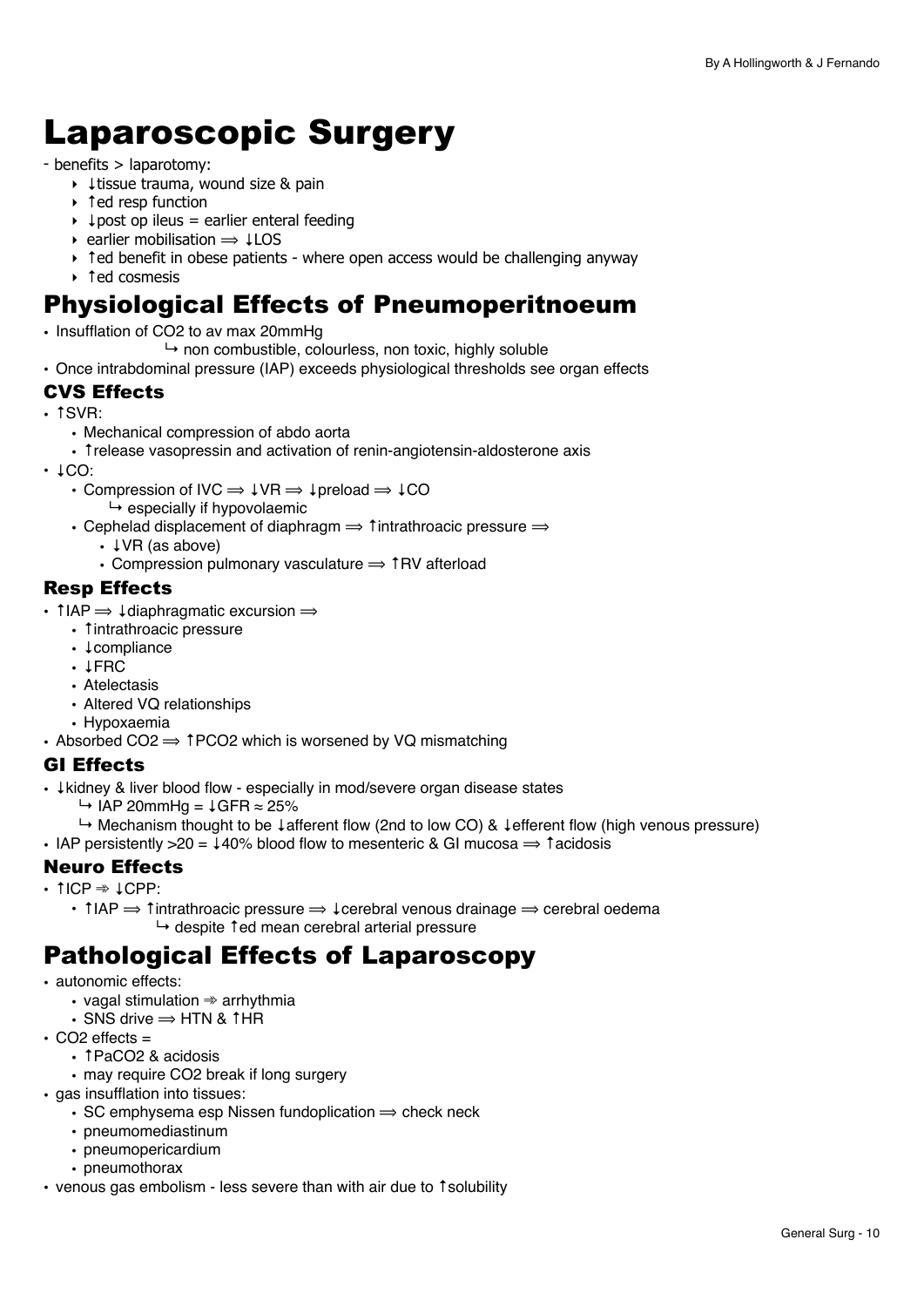# Laparoscopic Surgery

- benefits > laparotomy:
    - ↓tissue trauma, wound size & pain
    - ↑ed resp function
    - ↓post op ileus = earlier enteral feeding
    - earlier mobilisation ⟹ ↓LOS
    - ↑ed benefit in obese patients - where open access would be challenging anyway
    - ↑ed cosmesis

## Physiological Effects of Pneumoperitnoeum

- Insufflation of $CO_2$ to av max 20mmHg
    - ↳ non combustible, colourless, non toxic, highly soluble
- Once intrabdominal pressure (IAP) exceeds physiological thresholds see organ effects

### CVS Effects

- ↑SVR:
    - Mechanical compression of abdo aorta
    - ↑release vasopressin and activation of renin-angiotensin-aldosterone axis
- ↓CO:
    - Compression of IVC ⟹ ↓VR ⟹ ↓preload ⟹ ↓CO
        - ↳ especially if hypovolaemic
    - Cephelad displacement of diaphragm ⟹ ↑intrathroacic pressure ⟹
        - ↓VR (as above)
        - Compression pulmonary vasculature ⟹ ↑RV afterload

### Resp Effects

- ↑IAP ⟹ ↓diaphragmatic excursion ⟹
    - ↑intrathroacic pressure
    - ↓compliance
    - ↓FRC
    - Atelectasis
    - Altered VQ relationships
    - Hypoxaemia
- Absorbed $CO_2$ ⟹ ↑$PCO_2$ which is worsened by VQ mismatching

### GI Effects

- ↓kidney & liver blood flow - especially in mod/severe organ disease states
    - ↳ IAP 20mmHg = ↓GFR ≈ 25%
    - ↳ Mechanism thought to be ↓afferent flow (2nd to low CO) & ↓efferent flow (high venous pressure)
- IAP persistently >20 = ↓40% blood flow to mesenteric & GI mucosa ⟹ ↑acidosis

### Neuro Effects

- ↑ICP ⇛ ↓CPP:
    - ↑IAP ⟹ ↑intrathroacic pressure ⟹ ↓cerebral venous drainage ⟹ cerebral oedema
        - ↳ despite ↑ed mean cerebral arterial pressure

## Pathological Effects of Laparoscopy

- autonomic effects:
    - vagal stimulation ⇛ arrhythmia
    - SNS drive ⟹ HTN & ↑HR
- $CO_2$ effects =
    - ↑$PaCO_2$ & acidosis
    - may require $CO_2$ break if long surgery
- gas insufflation into tissues:
    - SC emphysema esp Nissen fundoplication ⟹ check neck
    - pneumomediastinum
    - pneumopericardium
    - pneumothorax
- venous gas embolism - less severe than with air due to ↑solubility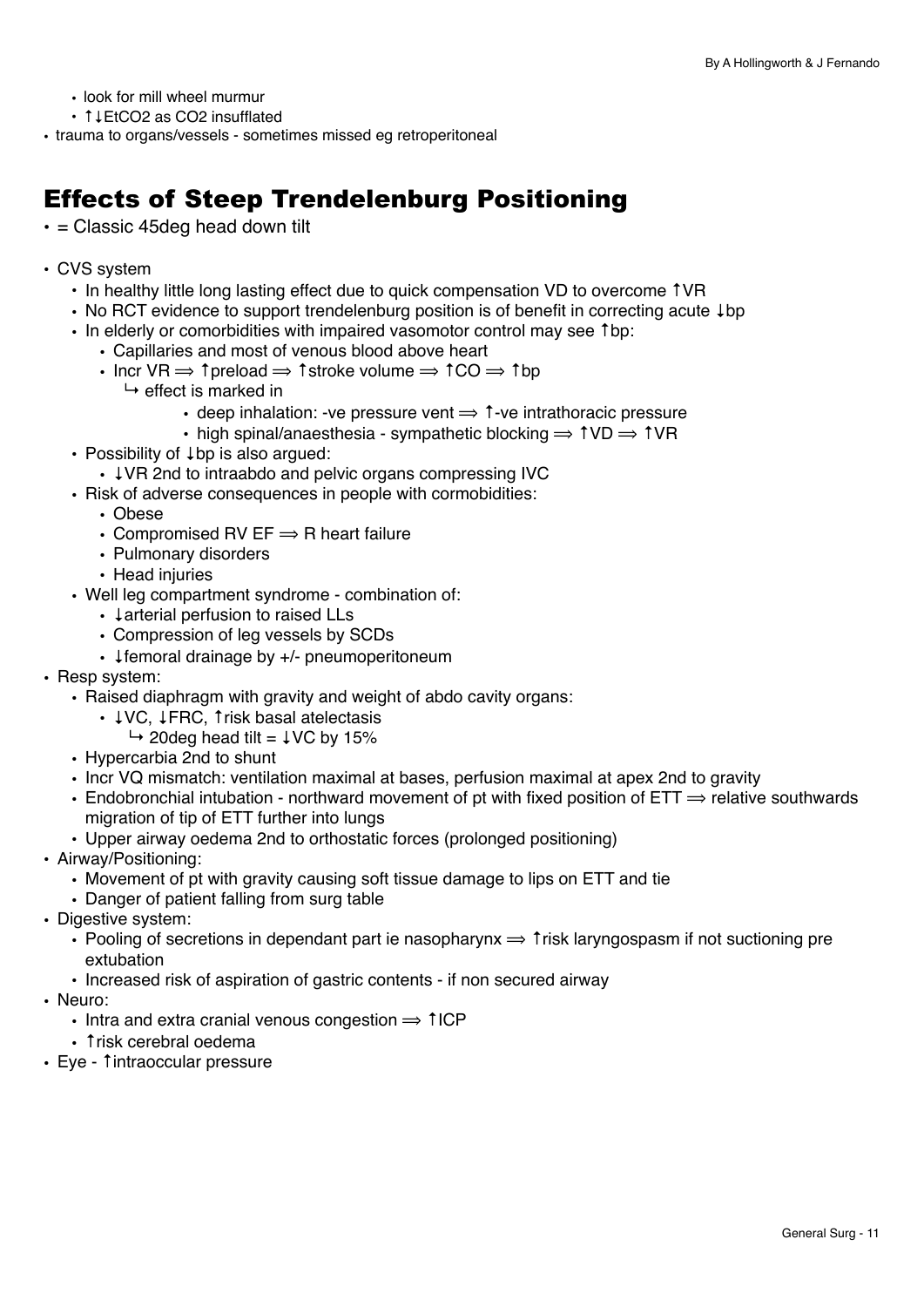- look for mill wheel murmur
- ↑↓$EtCO_2$ as $CO_2$ insufflated
- trauma to organs/vessels - sometimes missed eg retroperitoneal

## Effects of Steep Trendelenburg Positioning

- = Classic 45deg head down tilt

- CVS system
  - In healthy little long lasting effect due to quick compensation VD to overcome ↑VR
  - No RCT evidence to support trendelenburg position is of benefit in correcting acute ↓bp
  - In elderly or comorbidities with impaired vasomotor control may see ↑bp:
    - Capillaries and most of venous blood above heart
    - Incr VR ⟹ ↑preload ⟹ ↑stroke volume ⟹ ↑CO ⟹ ↑bp
      ↳ effect is marked in
        - deep inhalation: -ve pressure vent ⟹ ↑-ve intrathoracic pressure
        - high spinal/anaesthesia - sympathetic blocking ⟹ ↑VD ⟹ ↑VR
  - Possibility of ↓bp is also argued:
    - ↓VR 2nd to intraabdo and pelvic organs compressing IVC
  - Risk of adverse consequences in people with cormobidities:
    - Obese
    - Compromised RV EF ⟹ R heart failure
    - Pulmonary disorders
    - Head injuries
  - Well leg compartment syndrome - combination of:
    - ↓arterial perfusion to raised LLs
    - Compression of leg vessels by SCDs
    - ↓femoral drainage by +/- pneumoperitoneum
- Resp system:
  - Raised diaphragm with gravity and weight of abdo cavity organs:
    - ↓VC, ↓FRC, ↑risk basal atelectasis
      ↳ 20deg head tilt = ↓VC by 15%
  - Hypercarbia 2nd to shunt
  - Incr VQ mismatch: ventilation maximal at bases, perfusion maximal at apex 2nd to gravity
  - Endobronchial intubation - northward movement of pt with fixed position of ETT ⟹ relative southwards migration of tip of ETT further into lungs
  - Upper airway oedema 2nd to orthostatic forces (prolonged positioning)
- Airway/Positioning:
  - Movement of pt with gravity causing soft tissue damage to lips on ETT and tie
  - Danger of patient falling from surg table
- Digestive system:
  - Pooling of secretions in dependant part ie nasopharynx ⟹ ↑risk laryngospasm if not suctioning pre extubation
  - Increased risk of aspiration of gastric contents - if non secured airway
- Neuro:
  - Intra and extra cranial venous congestion ⟹ ↑ICP
  - ↑risk cerebral oedema
- Eye - ↑intraoccular pressure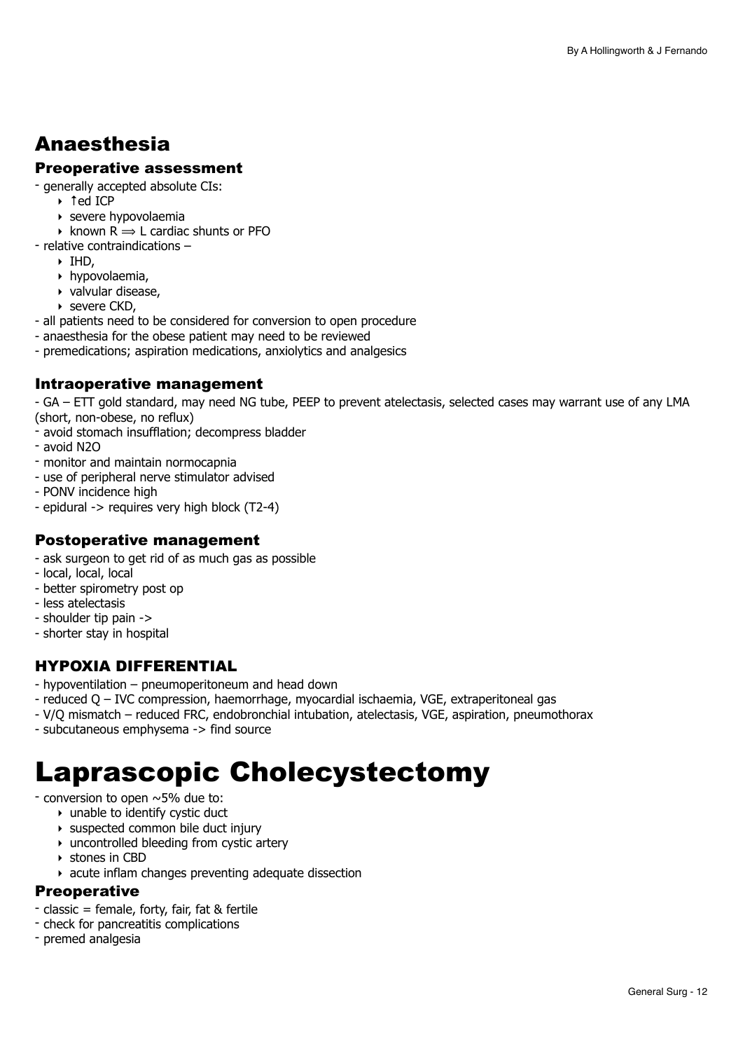## Anaesthesia

### Preoperative assessment

- generally accepted absolute CIs:
  - ↑ed ICP
  - severe hypovolaemia
  - known R ⟹ L cardiac shunts or PFO
- relative contraindications –
  - IHD,
  - hypovolaemia,
  - valvular disease,
  - severe CKD,
- all patients need to be considered for conversion to open procedure
- anaesthesia for the obese patient may need to be reviewed
- premedications; aspiration medications, anxiolytics and analgesics

### Intraoperative management

- GA – ETT gold standard, may need NG tube, PEEP to prevent atelectasis, selected cases may warrant use of any LMA (short, non-obese, no reflux)
- avoid stomach insufflation; decompress bladder
- avoid N2O
- monitor and maintain normocapnia
- use of peripheral nerve stimulator advised
- PONV incidence high
- epidural -> requires very high block (T2-4)

### Postoperative management

- ask surgeon to get rid of as much gas as possible
- local, local, local
- better spirometry post op
- less atelectasis
- shoulder tip pain ->
- shorter stay in hospital

### HYPOXIA DIFFERENTIAL

- hypoventilation – pneumoperitoneum and head down
- reduced Q – IVC compression, haemorrhage, myocardial ischaemia, VGE, extraperitoneal gas
- V/Q mismatch – reduced FRC, endobronchial intubation, atelectasis, VGE, aspiration, pneumothorax
- subcutaneous emphysema -> find source

# Laprascopic Cholecystectomy

- conversion to open ~5% due to:
  - unable to identify cystic duct
  - suspected common bile duct injury
  - uncontrolled bleeding from cystic artery
  - stones in CBD
  - acute inflam changes preventing adequate dissection

### Preoperative

- classic = female, forty, fair, fat & fertile
- check for pancreatitis complications
- premed analgesia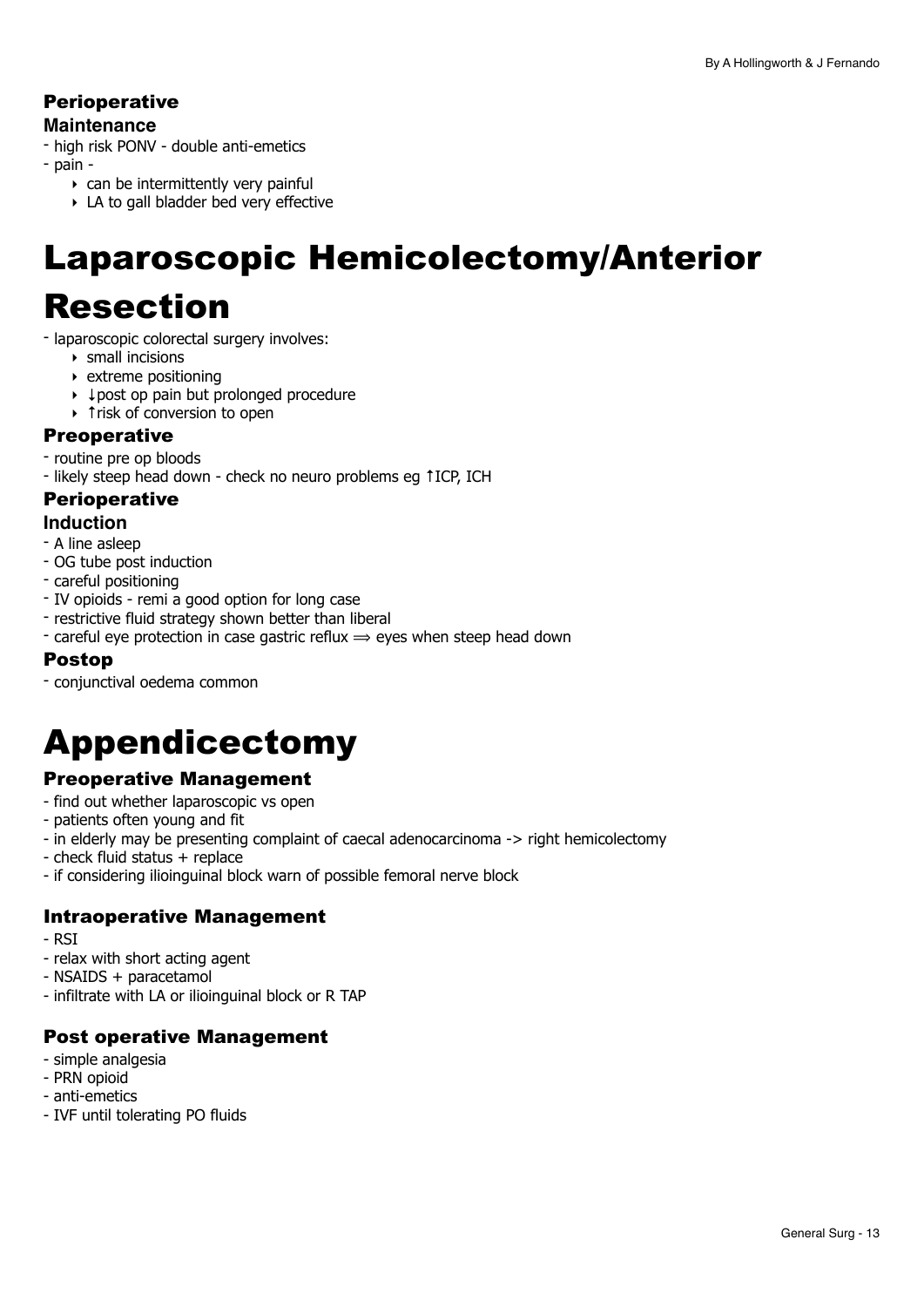### Perioperative

#### Maintenance

- high risk PONV - double anti-emetics
- pain -
    - can be intermittently very painful
    - LA to gall bladder bed very effective

# Laparoscopic Hemicolectomy/Anterior Resection

- laparoscopic colorectal surgery involves:
    - small incisions
    - extreme positioning
    - ↓post op pain but prolonged procedure
    - ↑risk of conversion to open

### Preoperative

- routine pre op bloods
- likely steep head down - check no neuro problems eg ↑ICP, ICH

### Perioperative

#### Induction

- A line asleep
- OG tube post induction
- careful positioning
- IV opioids - remi a good option for long case
- restrictive fluid strategy shown better than liberal
- careful eye protection in case gastric reflux ⟹ eyes when steep head down

### Postop

- conjunctival oedema common

# Appendicectomy

### Preoperative Management

- find out whether laparoscopic vs open
- patients often young and fit
- in elderly may be presenting complaint of caecal adenocarcinoma -> right hemicolectomy
- check fluid status + replace
- if considering ilioinguinal block warn of possible femoral nerve block

### Intraoperative Management

- RSI
- relax with short acting agent
- NSAIDS + paracetamol
- infiltrate with LA or ilioinguinal block or R TAP

### Post operative Management

- simple analgesia
- PRN opioid
- anti-emetics
- IVF until tolerating PO fluids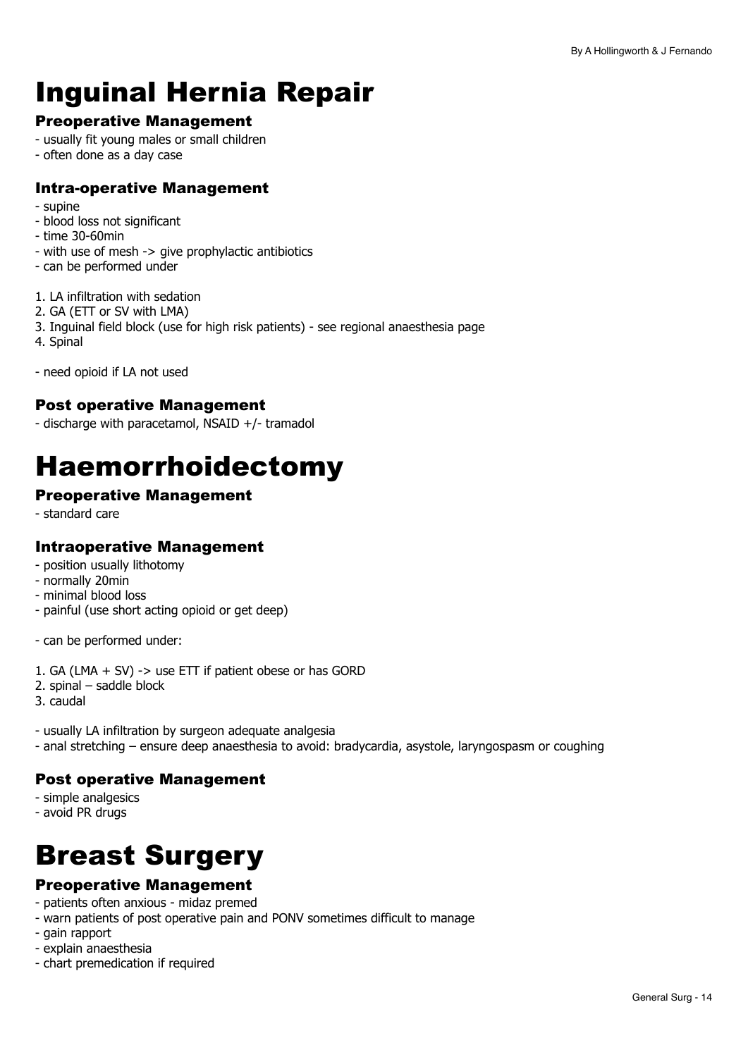# Inguinal Hernia Repair

### Preoperative Management

- usually fit young males or small children
- often done as a day case

### Intra-operative Management

- supine
- blood loss not significant
- time 30-60min
- with use of mesh -> give prophylactic antibiotics
- can be performed under

1. LA infiltration with sedation
2. GA (ETT or SV with LMA)
3. Inguinal field block (use for high risk patients) - see regional anaesthesia page
4. Spinal

- need opioid if LA not used

### Post operative Management

- discharge with paracetamol, NSAID +/- tramadol

# Haemorrhoidectomy

### Preoperative Management

- standard care

### Intraoperative Management

- position usually lithotomy
- normally 20min
- minimal blood loss
- painful (use short acting opioid or get deep)

- can be performed under:

1. GA (LMA + SV) -> use ETT if patient obese or has GORD
2. spinal – saddle block
3. caudal

- usually LA infiltration by surgeon adequate analgesia
- anal stretching – ensure deep anaesthesia to avoid: bradycardia, asystole, laryngospasm or coughing

### Post operative Management

- simple analgesics
- avoid PR drugs

# Breast Surgery

### Preoperative Management

- patients often anxious - midaz premed
- warn patients of post operative pain and PONV sometimes difficult to manage
- gain rapport
- explain anaesthesia
- chart premedication if required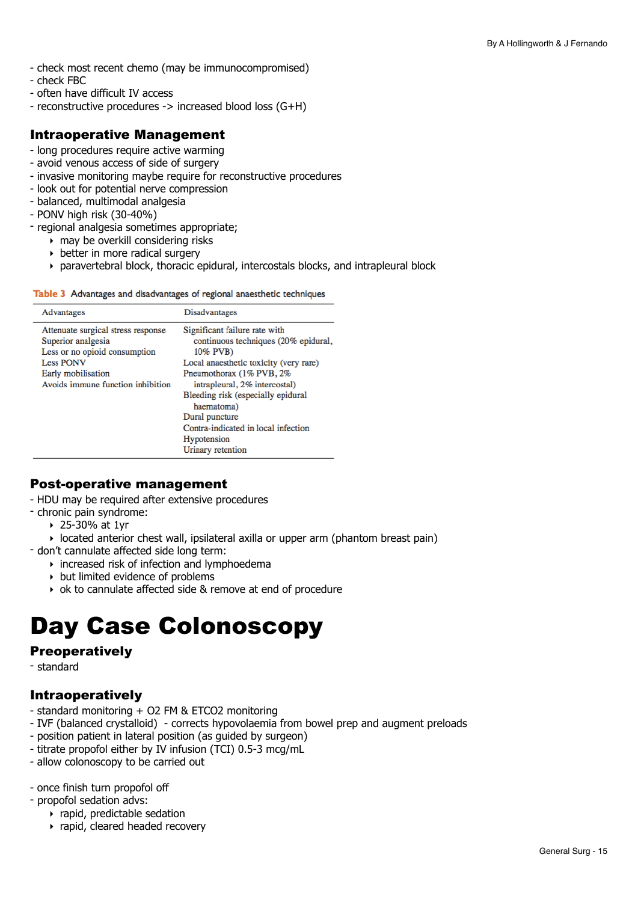- check most recent chemo (may be immunocompromised)
- check FBC
- often have difficult IV access
- reconstructive procedures -> increased blood loss (G+H)

## Intraoperative Management

- long procedures require active warming
- avoid venous access of side of surgery
- invasive monitoring maybe require for reconstructive procedures
- look out for potential nerve compression
- balanced, multimodal analgesia
- PONV high risk (30-40%)
- regional analgesia sometimes appropriate;
  - may be overkill considering risks
  - better in more radical surgery
  - paravertebral block, thoracic epidural, intercostals blocks, and intrapleural block

**Table 3** Advantages and disadvantages of regional anaesthetic techniques

| Advantages | Disadvantages |
|---|---|
| Attenuate surgical stress response | Significant failure rate with continuous techniques (20% epidural, 10% PVB) |
| Superior analgesia | Local anaesthetic toxicity (very rare) |
| Less or no opioid consumption | Pneumothorax (1% PVB, 2% intrapleural, 2% intercostal) |
| Less PONV | Bleeding risk (especially epidural haematoma) |
| Early mobilisation | Dural puncture |
| Avoids immune function inhibition | Contra-indicated in local infection |
| | Hypotension |
| | Urinary retention |

## Post-operative management

- HDU may be required after extensive procedures
- chronic pain syndrome:
  - 25-30% at 1yr
  - located anterior chest wall, ipsilateral axilla or upper arm (phantom breast pain)
- don't cannulate affected side long term:
  - increased risk of infection and lymphoedema
  - but limited evidence of problems
  - ok to cannulate affected side & remove at end of procedure

# Day Case Colonoscopy

## Preoperatively

- standard

## Intraoperatively

- standard monitoring + O2 FM & ETCO2 monitoring
- IVF (balanced crystalloid) - corrects hypovolaemia from bowel prep and augment preloads
- position patient in lateral position (as guided by surgeon)
- titrate propofol either by IV infusion (TCI) 0.5-3 mcg/mL
- allow colonoscopy to be carried out

- once finish turn propofol off
- propofol sedation advs:
  - rapid, predictable sedation
  - rapid, cleared headed recovery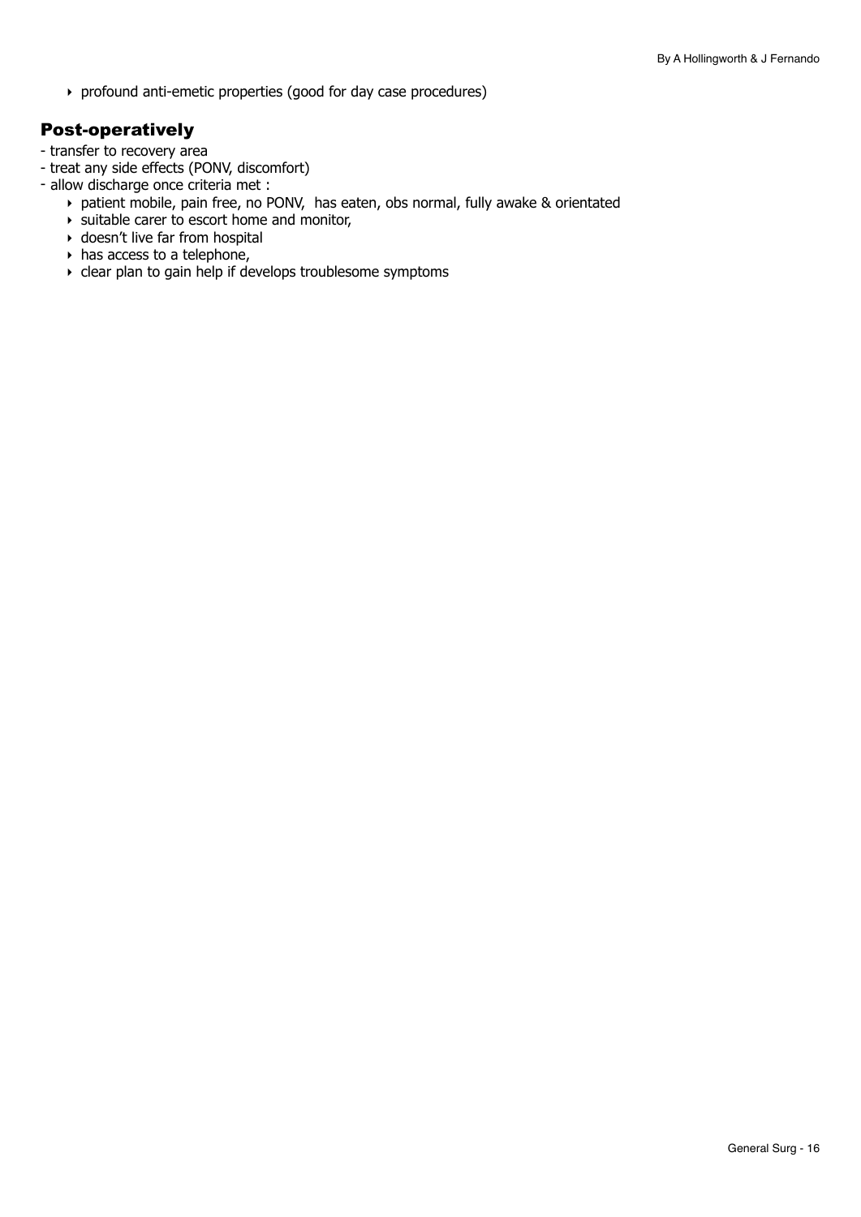- profound anti-emetic properties (good for day case procedures)

## Post-operatively

- transfer to recovery area
- treat any side effects (PONV, discomfort)
- allow discharge once criteria met :
    - patient mobile, pain free, no PONV,  has eaten, obs normal, fully awake & orientated
    - suitable carer to escort home and monitor,
    - doesn't live far from hospital
    - has access to a telephone,
    - clear plan to gain help if develops troublesome symptoms